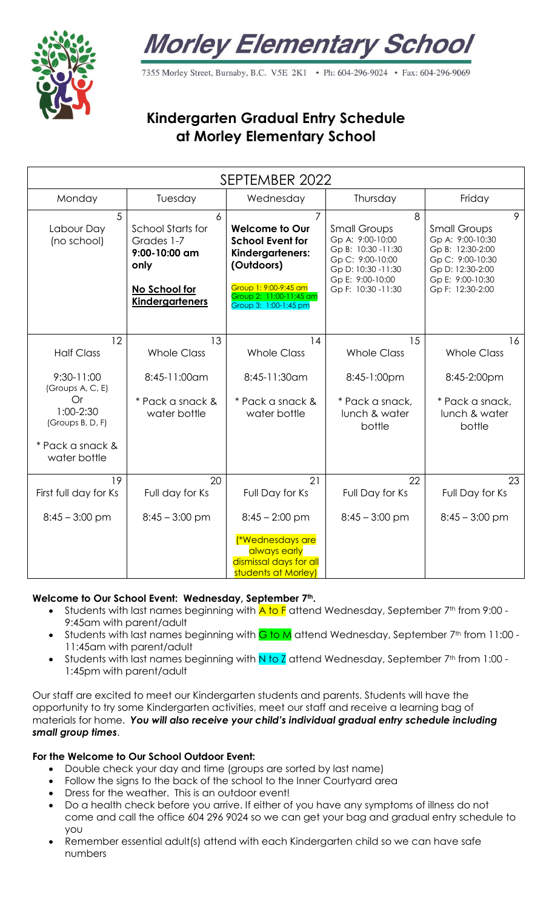# Morley Elementary School

7355 Morley Street, Burnaby, B.C. V5E 2K1 • Ph: 604-296-9024 • Fax: 604-296-9069

## Kindergarten Gradual Entry Schedule at Morley Elementary School

| SEPTEMBER 2022 | | | | |
|---|---|---|---|---|
| Monday | Tuesday | Wednesday | Thursday | Friday |
| 5<br>Labour Day<br>(no school) | 6<br>School Starts for Grades 1-7<br>**9:00-10:00 am only**<br>**No School for Kindergarteners** | 7<br>**Welcome to Our School Event for Kindergarteners: (Outdoors)**<br>Group 1: 9:00-9:45 am<br>Group 2: 11:00-11:45 am<br>Group 3: 1:00-1:45 pm | 8<br>Small Groups<br>Gp A: 9:00-10:00<br>Gp B: 10:30 -11:30<br>Gp C: 9:00-10:00<br>Gp D: 10:30 -11:30<br>Gp E: 9:00-10:00<br>Gp F: 10:30 -11:30 | 9<br>Small Groups<br>Gp A: 9:00-10:30<br>Gp B: 12:30-2:00<br>Gp C: 9:00-10:30<br>Gp D: 12:30-2:00<br>Gp E: 9:00-10:30<br>Gp F: 12:30-2:00 |
| 12<br>Half Class<br>9:30-11:00<br>(Groups A, C, E)<br>Or<br>1:00-2:30<br>(Groups B, D, F)<br>* Pack a snack & water bottle | 13<br>Whole Class<br>8:45-11:00am<br>* Pack a snack & water bottle | 14<br>Whole Class<br>8:45-11:30am<br>* Pack a snack & water bottle | 15<br>Whole Class<br>8:45-1:00pm<br>* Pack a snack, lunch & water bottle | 16<br>Whole Class<br>8:45-2:00pm<br>* Pack a snack, lunch & water bottle |
| 19<br>First full day for Ks<br>8:45 – 3:00 pm | 20<br>Full day for Ks<br>8:45 – 3:00 pm | 21<br>Full Day for Ks<br>8:45 – 2:00 pm<br>(*Wednesdays are always early dismissal days for all students at Morley) | 22<br>Full Day for Ks<br>8:45 – 3:00 pm | 23<br>Full Day for Ks<br>8:45 – 3:00 pm |

**Welcome to Our School Event: Wednesday, September 7th.**

- Students with last names beginning with A to F attend Wednesday, September 7th from 9:00 - 9:45am with parent/adult
- Students with last names beginning with G to M attend Wednesday, September 7th from 11:00 - 11:45am with parent/adult
- Students with last names beginning with N to Z attend Wednesday, September 7th from 1:00 - 1:45pm with parent/adult

Our staff are excited to meet our Kindergarten students and parents. Students will have the opportunity to try some Kindergarten activities, meet our staff and receive a learning bag of materials for home. ***You will also receive your child's individual gradual entry schedule including small group times***.

**For the Welcome to Our School Outdoor Event:**

- Double check your day and time (groups are sorted by last name)
- Follow the signs to the back of the school to the Inner Courtyard area
- Dress for the weather. This is an outdoor event!
- Do a health check before you arrive. If either of you have any symptoms of illness do not come and call the office 604 296 9024 so we can get your bag and gradual entry schedule to you
- Remember essential adult(s) attend with each Kindergarten child so we can have safe numbers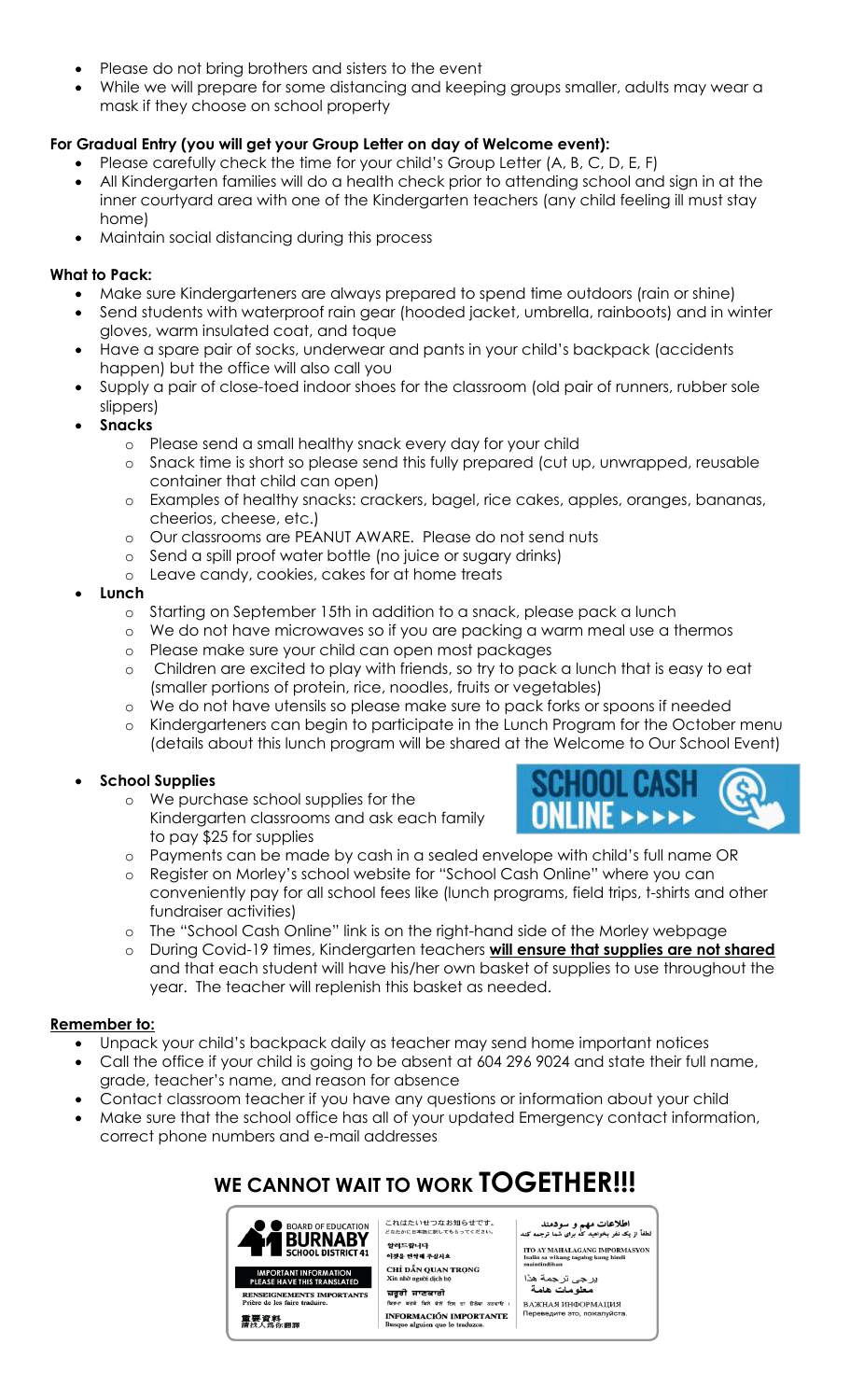- Please do not bring brothers and sisters to the event
- While we will prepare for some distancing and keeping groups smaller, adults may wear a mask if they choose on school property

**For Gradual Entry (you will get your Group Letter on day of Welcome event):**

- Please carefully check the time for your child's Group Letter (A, B, C, D, E, F)
- All Kindergarten families will do a health check prior to attending school and sign in at the inner courtyard area with one of the Kindergarten teachers (any child feeling ill must stay home)
- Maintain social distancing during this process

**What to Pack:**

- Make sure Kindergarteners are always prepared to spend time outdoors (rain or shine)
- Send students with waterproof rain gear (hooded jacket, umbrella, rainboots) and in winter gloves, warm insulated coat, and toque
- Have a spare pair of socks, underwear and pants in your child's backpack (accidents happen) but the office will also call you
- Supply a pair of close-toed indoor shoes for the classroom (old pair of runners, rubber sole slippers)
- **Snacks**
  - Please send a small healthy snack every day for your child
  - Snack time is short so please send this fully prepared (cut up, unwrapped, reusable container that child can open)
  - Examples of healthy snacks: crackers, bagel, rice cakes, apples, oranges, bananas, cheerios, cheese, etc.)
  - Our classrooms are PEANUT AWARE. Please do not send nuts
  - Send a spill proof water bottle (no juice or sugary drinks)
  - Leave candy, cookies, cakes for at home treats
- **Lunch**
  - Starting on September 15th in addition to a snack, please pack a lunch
  - We do not have microwaves so if you are packing a warm meal use a thermos
  - Please make sure your child can open most packages
  - Children are excited to play with friends, so try to pack a lunch that is easy to eat (smaller portions of protein, rice, noodles, fruits or vegetables)
  - We do not have utensils so please make sure to pack forks or spoons if needed
  - Kindergarteners can begin to participate in the Lunch Program for the October menu (details about this lunch program will be shared at the Welcome to Our School Event)
- **School Supplies**
  - We purchase school supplies for the Kindergarten classrooms and ask each family to pay $25 for supplies
  - Payments can be made by cash in a sealed envelope with child's full name OR
  - Register on Morley's school website for "School Cash Online" where you can conveniently pay for all school fees like (lunch programs, field trips, t-shirts and other fundraiser activities)
  - The "School Cash Online" link is on the right-hand side of the Morley webpage
  - During Covid-19 times, Kindergarten teachers **will ensure that supplies are not shared** and that each student will have his/her own basket of supplies to use throughout the year. The teacher will replenish this basket as needed.

SCHOOL CASH ONLINE

**Remember to:**

- Unpack your child's backpack daily as teacher may send home important notices
- Call the office if your child is going to be absent at 604 296 9024 and state their full name, grade, teacher's name, and reason for absence
- Contact classroom teacher if you have any questions or information about your child
- Make sure that the school office has all of your updated Emergency contact information, correct phone numbers and e-mail addresses

## WE CANNOT WAIT TO WORK TOGETHER!!!

BOARD OF EDUCATION
BURNABY
SCHOOL DISTRICT 41

IMPORTANT INFORMATION
PLEASE HAVE THIS TRANSLATED

RENSEIGNEMENTS IMPORTANTS
Prière de les faire traduire.

重要資料
請找人爲你翻譯

これはたいせつなお知らせです。
どなたかに日本語に訳してもらってください。

알려드립니다
이것을 번역해 주십시오

CHỈ DẪN QUAN TRỌNG
Xin nhờ người dịch họ

ਜ਼ਰੂਰੀ ਜਾਣਕਾਰੀ
ਕਿਰਪਾ ਕਰਕੇ ਕਿਸੇ ਕੋਲੋਂ ਇਸ ਦਾ ਉਲੱਥਾ ਕਰਵਾਓ।

INFORMACIÓN IMPORTANTE
Busque alguien que le traduzca.

اطلاعات مهم و سودمند
لطفاً از یک نفر بخواهید که برای شما ترجمه کند

ITO AY MAHALAGANG IMPORMASYON
Isalin sa wikang tagalog kung hindi maintindihan

برجى ترجمة هذا
معلومات هامة

ВАЖНАЯ ИНФОРМАЦИЯ
Переведите это, пожалуйста.